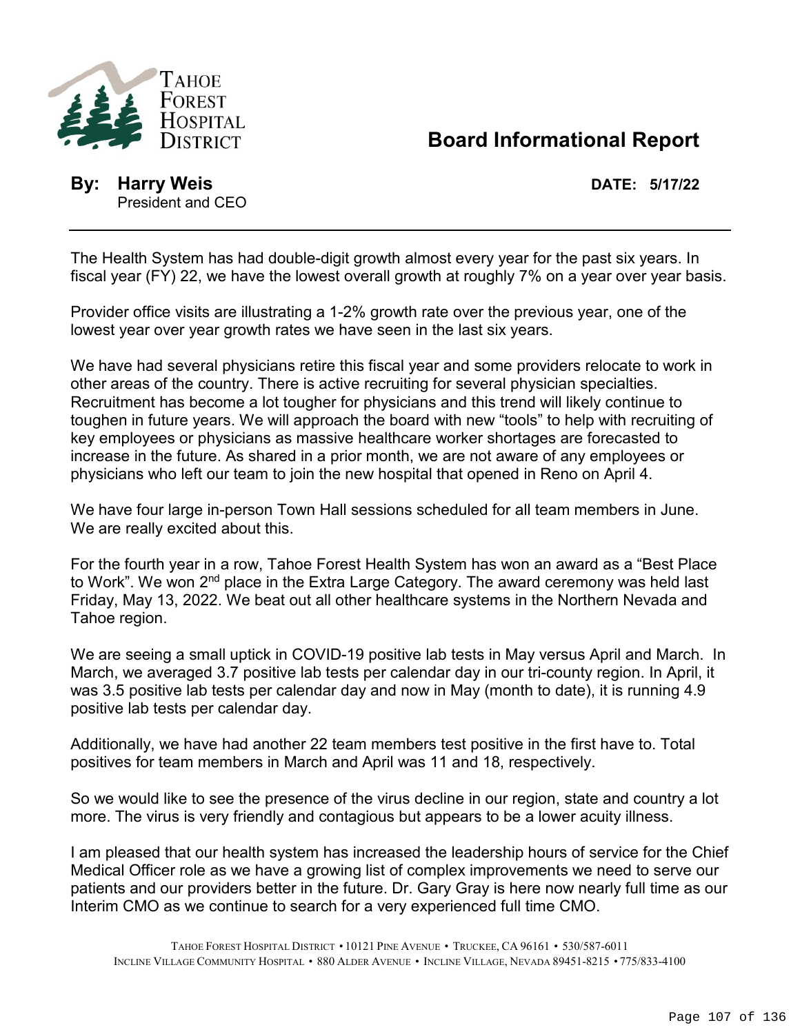TAHOE FOREST HOSPITAL DISTRICT

# Board Informational Report

**By: Harry Weis** **DATE: 5/17/22**
President and CEO

---

The Health System has had double-digit growth almost every year for the past six years. In fiscal year (FY) 22, we have the lowest overall growth at roughly 7% on a year over year basis.

Provider office visits are illustrating a 1-2% growth rate over the previous year, one of the lowest year over year growth rates we have seen in the last six years.

We have had several physicians retire this fiscal year and some providers relocate to work in other areas of the country. There is active recruiting for several physician specialties. Recruitment has become a lot tougher for physicians and this trend will likely continue to toughen in future years. We will approach the board with new "tools" to help with recruiting of key employees or physicians as massive healthcare worker shortages are forecasted to increase in the future. As shared in a prior month, we are not aware of any employees or physicians who left our team to join the new hospital that opened in Reno on April 4.

We have four large in-person Town Hall sessions scheduled for all team members in June. We are really excited about this.

For the fourth year in a row, Tahoe Forest Health System has won an award as a "Best Place to Work". We won 2nd place in the Extra Large Category. The award ceremony was held last Friday, May 13, 2022. We beat out all other healthcare systems in the Northern Nevada and Tahoe region.

We are seeing a small uptick in COVID-19 positive lab tests in May versus April and March. In March, we averaged 3.7 positive lab tests per calendar day in our tri-county region. In April, it was 3.5 positive lab tests per calendar day and now in May (month to date), it is running 4.9 positive lab tests per calendar day.

Additionally, we have had another 22 team members test positive in the first have to. Total positives for team members in March and April was 11 and 18, respectively.

So we would like to see the presence of the virus decline in our region, state and country a lot more. The virus is very friendly and contagious but appears to be a lower acuity illness.

I am pleased that our health system has increased the leadership hours of service for the Chief Medical Officer role as we have a growing list of complex improvements we need to serve our patients and our providers better in the future. Dr. Gary Gray is here now nearly full time as our Interim CMO as we continue to search for a very experienced full time CMO.

TAHOE FOREST HOSPITAL DISTRICT • 10121 PINE AVENUE • TRUCKEE, CA 96161 • 530/587-6011
INCLINE VILLAGE COMMUNITY HOSPITAL • 880 ALDER AVENUE • INCLINE VILLAGE, NEVADA 89451-8215 • 775/833-4100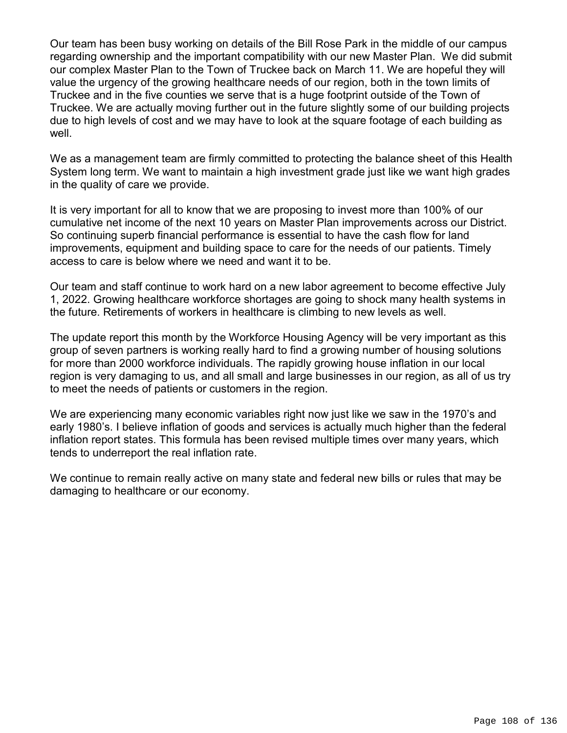Our team has been busy working on details of the Bill Rose Park in the middle of our campus regarding ownership and the important compatibility with our new Master Plan.  We did submit our complex Master Plan to the Town of Truckee back on March 11. We are hopeful they will value the urgency of the growing healthcare needs of our region, both in the town limits of Truckee and in the five counties we serve that is a huge footprint outside of the Town of Truckee. We are actually moving further out in the future slightly some of our building projects due to high levels of cost and we may have to look at the square footage of each building as well.

We as a management team are firmly committed to protecting the balance sheet of this Health System long term. We want to maintain a high investment grade just like we want high grades in the quality of care we provide.

It is very important for all to know that we are proposing to invest more than 100% of our cumulative net income of the next 10 years on Master Plan improvements across our District. So continuing superb financial performance is essential to have the cash flow for land improvements, equipment and building space to care for the needs of our patients. Timely access to care is below where we need and want it to be.

Our team and staff continue to work hard on a new labor agreement to become effective July 1, 2022. Growing healthcare workforce shortages are going to shock many health systems in the future. Retirements of workers in healthcare is climbing to new levels as well.

The update report this month by the Workforce Housing Agency will be very important as this group of seven partners is working really hard to find a growing number of housing solutions for more than 2000 workforce individuals. The rapidly growing house inflation in our local region is very damaging to us, and all small and large businesses in our region, as all of us try to meet the needs of patients or customers in the region.

We are experiencing many economic variables right now just like we saw in the 1970's and early 1980's. I believe inflation of goods and services is actually much higher than the federal inflation report states. This formula has been revised multiple times over many years, which tends to underreport the real inflation rate.

We continue to remain really active on many state and federal new bills or rules that may be damaging to healthcare or our economy.